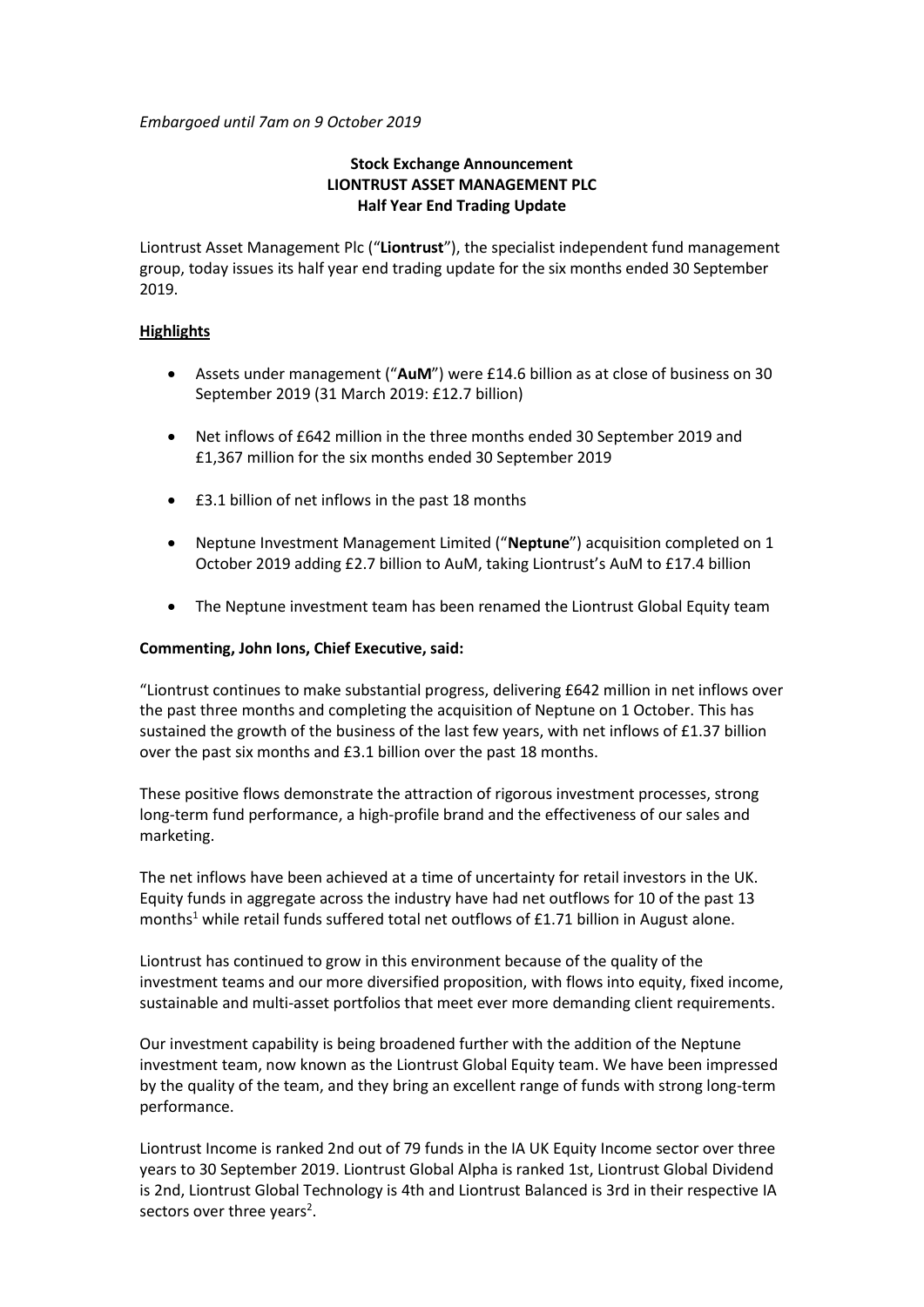*Embargoed until 7am on 9 October 2019*

**Stock Exchange Announcement**
**LIONTRUST ASSET MANAGEMENT PLC**
**Half Year End Trading Update**

Liontrust Asset Management Plc ("**Liontrust**"), the specialist independent fund management group, today issues its half year end trading update for the six months ended 30 September 2019.

**Highlights**

- Assets under management ("**AuM**") were £14.6 billion as at close of business on 30 September 2019 (31 March 2019: £12.7 billion)
- Net inflows of £642 million in the three months ended 30 September 2019 and £1,367 million for the six months ended 30 September 2019
- £3.1 billion of net inflows in the past 18 months
- Neptune Investment Management Limited ("**Neptune**") acquisition completed on 1 October 2019 adding £2.7 billion to AuM, taking Liontrust's AuM to £17.4 billion
- The Neptune investment team has been renamed the Liontrust Global Equity team

**Commenting, John Ions, Chief Executive, said:**

"Liontrust continues to make substantial progress, delivering £642 million in net inflows over the past three months and completing the acquisition of Neptune on 1 October. This has sustained the growth of the business of the last few years, with net inflows of £1.37 billion over the past six months and £3.1 billion over the past 18 months.

These positive flows demonstrate the attraction of rigorous investment processes, strong long-term fund performance, a high-profile brand and the effectiveness of our sales and marketing.

The net inflows have been achieved at a time of uncertainty for retail investors in the UK. Equity funds in aggregate across the industry have had net outflows for 10 of the past 13 months[1] while retail funds suffered total net outflows of £1.71 billion in August alone.

Liontrust has continued to grow in this environment because of the quality of the investment teams and our more diversified proposition, with flows into equity, fixed income, sustainable and multi-asset portfolios that meet ever more demanding client requirements.

Our investment capability is being broadened further with the addition of the Neptune investment team, now known as the Liontrust Global Equity team. We have been impressed by the quality of the team, and they bring an excellent range of funds with strong long-term performance.

Liontrust Income is ranked 2nd out of 79 funds in the IA UK Equity Income sector over three years to 30 September 2019. Liontrust Global Alpha is ranked 1st, Liontrust Global Dividend is 2nd, Liontrust Global Technology is 4th and Liontrust Balanced is 3rd in their respective IA sectors over three years[2].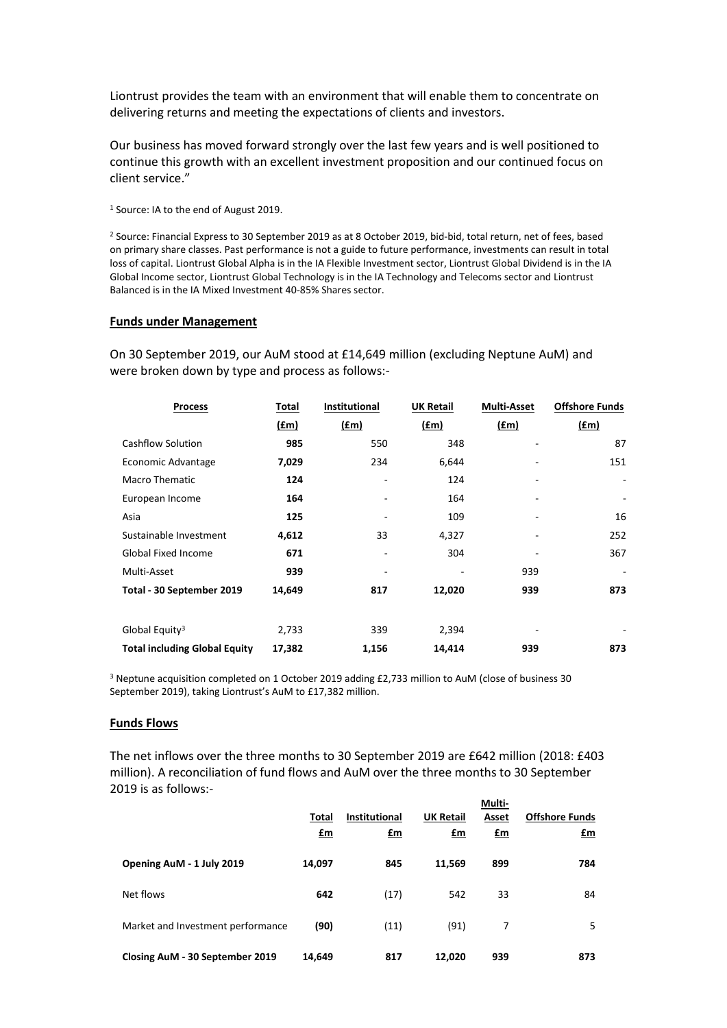Liontrust provides the team with an environment that will enable them to concentrate on delivering returns and meeting the expectations of clients and investors.

Our business has moved forward strongly over the last few years and is well positioned to continue this growth with an excellent investment proposition and our continued focus on client service."

[1] Source: IA to the end of August 2019.

[2] Source: Financial Express to 30 September 2019 as at 8 October 2019, bid-bid, total return, net of fees, based on primary share classes. Past performance is not a guide to future performance, investments can result in total loss of capital. Liontrust Global Alpha is in the IA Flexible Investment sector, Liontrust Global Dividend is in the IA Global Income sector, Liontrust Global Technology is in the IA Technology and Telecoms sector and Liontrust Balanced is in the IA Mixed Investment 40-85% Shares sector.

## Funds under Management

On 30 September 2019, our AuM stood at £14,649 million (excluding Neptune AuM) and were broken down by type and process as follows:-

| Process | Total (£m) | Institutional (£m) | UK Retail (£m) | Multi-Asset (£m) | Offshore Funds (£m) |
|---|---|---|---|---|---|
| Cashflow Solution | **985** | 550 | 348 | - | 87 |
| Economic Advantage | **7,029** | 234 | 6,644 | - | 151 |
| Macro Thematic | **124** | - | 124 | - | - |
| European Income | **164** | - | 164 | - | - |
| Asia | **125** | - | 109 | - | 16 |
| Sustainable Investment | **4,612** | 33 | 4,327 | - | 252 |
| Global Fixed Income | **671** | - | 304 | - | 367 |
| Multi-Asset | **939** | - | - | 939 | - |
| **Total - 30 September 2019** | **14,649** | **817** | **12,020** | **939** | **873** |
| | | | | | |
| Global Equity[3] | 2,733 | 339 | 2,394 | - | - |
| **Total including Global Equity** | **17,382** | **1,156** | **14,414** | **939** | **873** |

[3] Neptune acquisition completed on 1 October 2019 adding £2,733 million to AuM (close of business 30 September 2019), taking Liontrust's AuM to £17,382 million.

## Funds Flows

The net inflows over the three months to 30 September 2019 are £642 million (2018: £403 million). A reconciliation of fund flows and AuM over the three months to 30 September 2019 is as follows:-

| | Total £m | Institutional £m | UK Retail £m | Multi-Asset £m | Offshore Funds £m |
|---|---|---|---|---|---|
| **Opening AuM - 1 July 2019** | **14,097** | **845** | **11,569** | **899** | **784** |
| Net flows | **642** | (17) | 542 | 33 | 84 |
| Market and Investment performance | **(90)** | (11) | (91) | 7 | 5 |
| **Closing AuM - 30 September 2019** | **14,649** | **817** | **12,020** | **939** | **873** |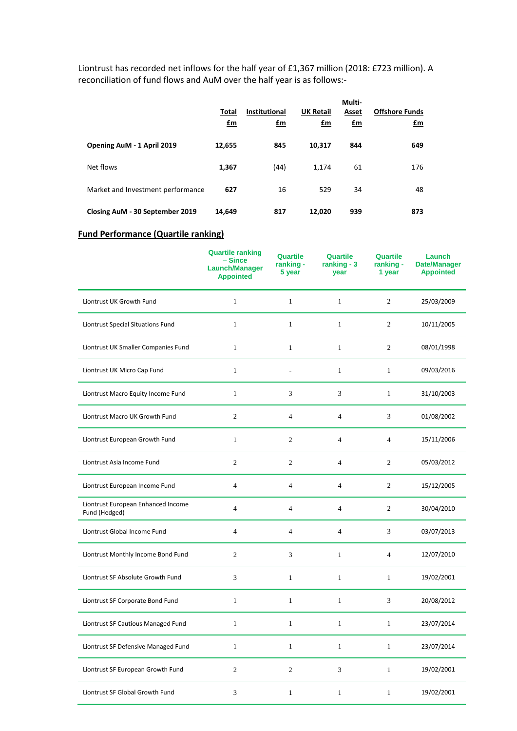Liontrust has recorded net inflows for the half year of £1,367 million (2018: £723 million). A reconciliation of fund flows and AuM over the half year is as follows:-

| | Total £m | Institutional £m | UK Retail £m | Multi-Asset £m | Offshore Funds £m |
|---|---|---|---|---|---|
| **Opening AuM - 1 April 2019** | **12,655** | **845** | **10,317** | **844** | **649** |
| Net flows | **1,367** | (44) | 1,174 | 61 | 176 |
| Market and Investment performance | **627** | 16 | 529 | 34 | 48 |
| **Closing AuM - 30 September 2019** | **14,649** | **817** | **12,020** | **939** | **873** |

## Fund Performance (Quartile ranking)

| | Quartile ranking – Since Launch/Manager Appointed | Quartile ranking - 5 year | Quartile ranking - 3 year | Quartile ranking - 1 year | Launch Date/Manager Appointed |
|---|---|---|---|---|---|
| Liontrust UK Growth Fund | 1 | 1 | 1 | 2 | 25/03/2009 |
| Liontrust Special Situations Fund | 1 | 1 | 1 | 2 | 10/11/2005 |
| Liontrust UK Smaller Companies Fund | 1 | 1 | 1 | 2 | 08/01/1998 |
| Liontrust UK Micro Cap Fund | 1 | - | 1 | 1 | 09/03/2016 |
| Liontrust Macro Equity Income Fund | 1 | 3 | 3 | 1 | 31/10/2003 |
| Liontrust Macro UK Growth Fund | 2 | 4 | 4 | 3 | 01/08/2002 |
| Liontrust European Growth Fund | 1 | 2 | 4 | 4 | 15/11/2006 |
| Liontrust Asia Income Fund | 2 | 2 | 4 | 2 | 05/03/2012 |
| Liontrust European Income Fund | 4 | 4 | 4 | 2 | 15/12/2005 |
| Liontrust European Enhanced Income Fund (Hedged) | 4 | 4 | 4 | 2 | 30/04/2010 |
| Liontrust Global Income Fund | 4 | 4 | 4 | 3 | 03/07/2013 |
| Liontrust Monthly Income Bond Fund | 2 | 3 | 1 | 4 | 12/07/2010 |
| Liontrust SF Absolute Growth Fund | 3 | 1 | 1 | 1 | 19/02/2001 |
| Liontrust SF Corporate Bond Fund | 1 | 1 | 1 | 3 | 20/08/2012 |
| Liontrust SF Cautious Managed Fund | 1 | 1 | 1 | 1 | 23/07/2014 |
| Liontrust SF Defensive Managed Fund | 1 | 1 | 1 | 1 | 23/07/2014 |
| Liontrust SF European Growth Fund | 2 | 2 | 3 | 1 | 19/02/2001 |
| Liontrust SF Global Growth Fund | 3 | 1 | 1 | 1 | 19/02/2001 |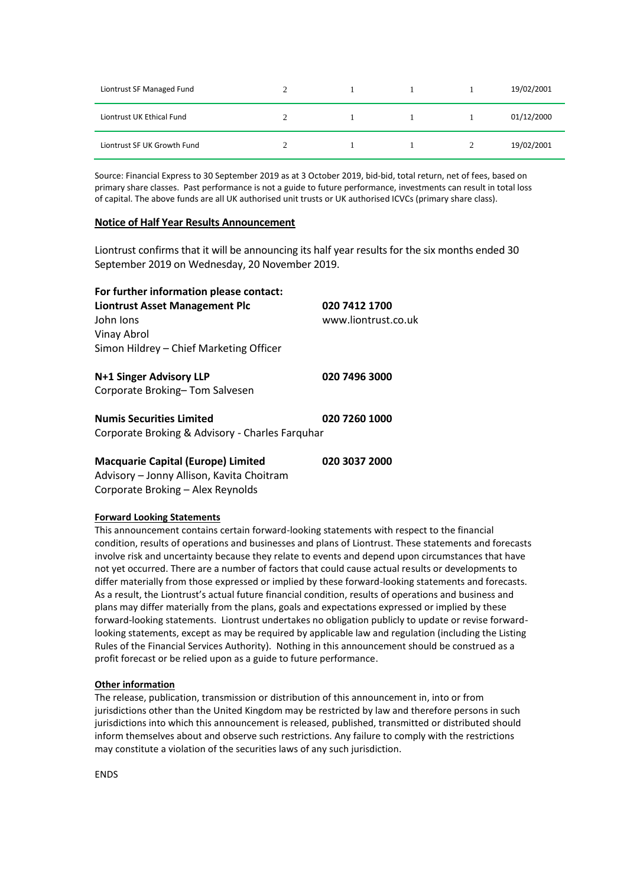| | | | | | |
|---|---|---|---|---|---|
| Liontrust SF Managed Fund | 2 | 1 | 1 | 1 | 19/02/2001 |
| Liontrust UK Ethical Fund | 2 | 1 | 1 | 1 | 01/12/2000 |
| Liontrust SF UK Growth Fund | 2 | 1 | 1 | 2 | 19/02/2001 |

Source: Financial Express to 30 September 2019 as at 3 October 2019, bid-bid, total return, net of fees, based on primary share classes. Past performance is not a guide to future performance, investments can result in total loss of capital. The above funds are all UK authorised unit trusts or UK authorised ICVCs (primary share class).

**Notice of Half Year Results Announcement**

Liontrust confirms that it will be announcing its half year results for the six months ended 30 September 2019 on Wednesday, 20 November 2019.

**For further information please contact:**

**Liontrust Asset Management Plc** **020 7412 1700**
John Ions www.liontrust.co.uk
Vinay Abrol
Simon Hildrey – Chief Marketing Officer

**N+1 Singer Advisory LLP** **020 7496 3000**
Corporate Broking– Tom Salvesen

**Numis Securities Limited** **020 7260 1000**
Corporate Broking & Advisory - Charles Farquhar

**Macquarie Capital (Europe) Limited** **020 3037 2000**
Advisory – Jonny Allison, Kavita Choitram
Corporate Broking – Alex Reynolds

**Forward Looking Statements**

This announcement contains certain forward-looking statements with respect to the financial condition, results of operations and businesses and plans of Liontrust. These statements and forecasts involve risk and uncertainty because they relate to events and depend upon circumstances that have not yet occurred. There are a number of factors that could cause actual results or developments to differ materially from those expressed or implied by these forward-looking statements and forecasts. As a result, the Liontrust's actual future financial condition, results of operations and business and plans may differ materially from the plans, goals and expectations expressed or implied by these forward-looking statements. Liontrust undertakes no obligation publicly to update or revise forward-looking statements, except as may be required by applicable law and regulation (including the Listing Rules of the Financial Services Authority). Nothing in this announcement should be construed as a profit forecast or be relied upon as a guide to future performance.

**Other information**

The release, publication, transmission or distribution of this announcement in, into or from jurisdictions other than the United Kingdom may be restricted by law and therefore persons in such jurisdictions into which this announcement is released, published, transmitted or distributed should inform themselves about and observe such restrictions. Any failure to comply with the restrictions may constitute a violation of the securities laws of any such jurisdiction.

ENDS